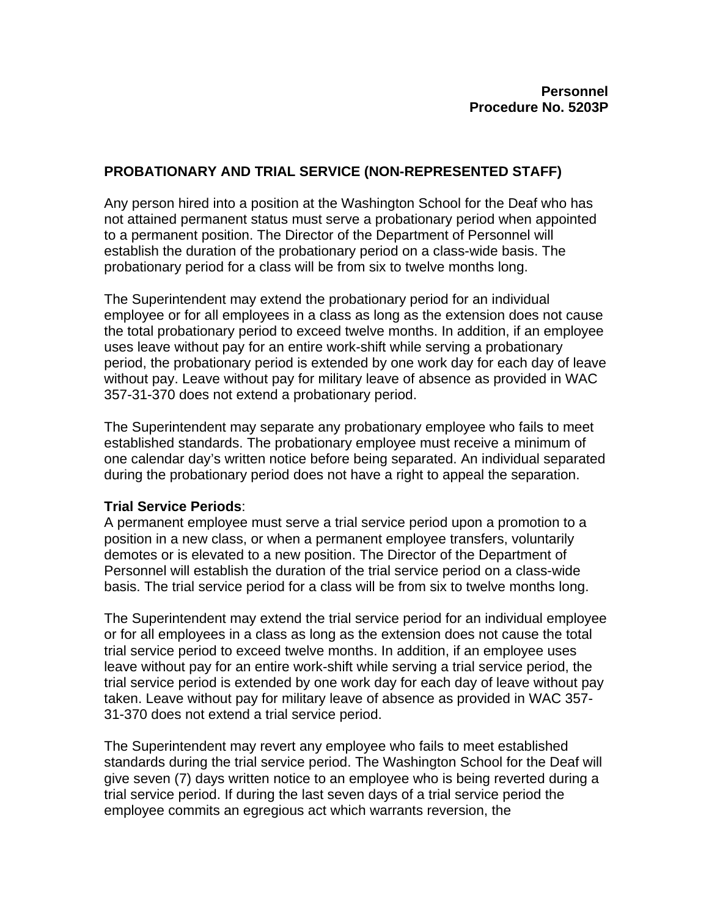**Personnel**
**Procedure No. 5203P**

**PROBATIONARY AND TRIAL SERVICE (NON-REPRESENTED STAFF)**

Any person hired into a position at the Washington School for the Deaf who has not attained permanent status must serve a probationary period when appointed to a permanent position. The Director of the Department of Personnel will establish the duration of the probationary period on a class-wide basis. The probationary period for a class will be from six to twelve months long.

The Superintendent may extend the probationary period for an individual employee or for all employees in a class as long as the extension does not cause the total probationary period to exceed twelve months. In addition, if an employee uses leave without pay for an entire work-shift while serving a probationary period, the probationary period is extended by one work day for each day of leave without pay. Leave without pay for military leave of absence as provided in WAC 357-31-370 does not extend a probationary period.

The Superintendent may separate any probationary employee who fails to meet established standards. The probationary employee must receive a minimum of one calendar day's written notice before being separated. An individual separated during the probationary period does not have a right to appeal the separation.

**Trial Service Periods**:
A permanent employee must serve a trial service period upon a promotion to a position in a new class, or when a permanent employee transfers, voluntarily demotes or is elevated to a new position. The Director of the Department of Personnel will establish the duration of the trial service period on a class-wide basis. The trial service period for a class will be from six to twelve months long.

The Superintendent may extend the trial service period for an individual employee or for all employees in a class as long as the extension does not cause the total trial service period to exceed twelve months. In addition, if an employee uses leave without pay for an entire work-shift while serving a trial service period, the trial service period is extended by one work day for each day of leave without pay taken. Leave without pay for military leave of absence as provided in WAC 357-31-370 does not extend a trial service period.

The Superintendent may revert any employee who fails to meet established standards during the trial service period. The Washington School for the Deaf will give seven (7) days written notice to an employee who is being reverted during a trial service period. If during the last seven days of a trial service period the employee commits an egregious act which warrants reversion, the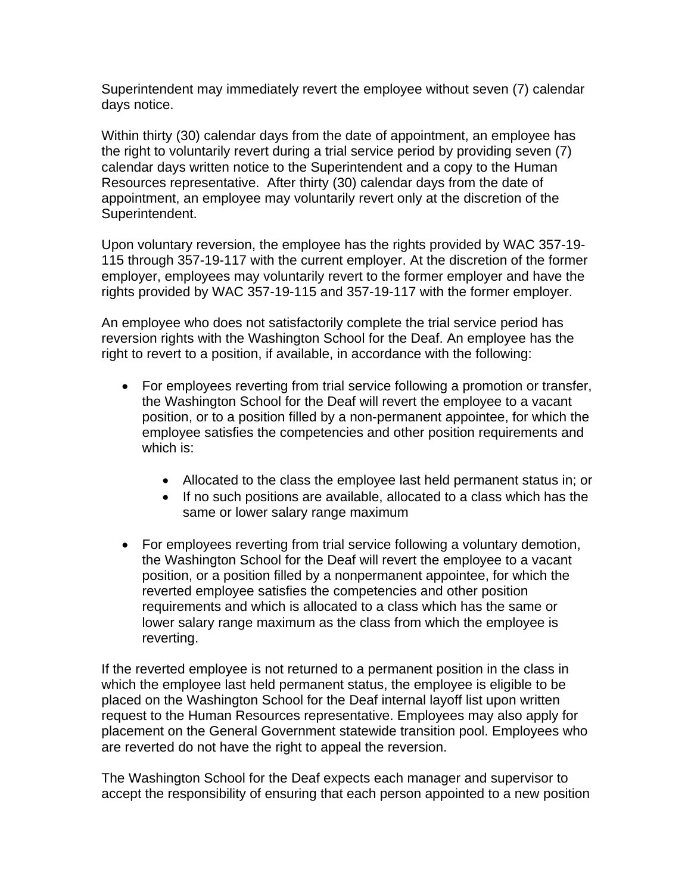Superintendent may immediately revert the employee without seven (7) calendar days notice.

Within thirty (30) calendar days from the date of appointment, an employee has the right to voluntarily revert during a trial service period by providing seven (7) calendar days written notice to the Superintendent and a copy to the Human Resources representative.  After thirty (30) calendar days from the date of appointment, an employee may voluntarily revert only at the discretion of the Superintendent.

Upon voluntary reversion, the employee has the rights provided by WAC 357-19-115 through 357-19-117 with the current employer. At the discretion of the former employer, employees may voluntarily revert to the former employer and have the rights provided by WAC 357-19-115 and 357-19-117 with the former employer.

An employee who does not satisfactorily complete the trial service period has reversion rights with the Washington School for the Deaf. An employee has the right to revert to a position, if available, in accordance with the following:

- For employees reverting from trial service following a promotion or transfer, the Washington School for the Deaf will revert the employee to a vacant position, or to a position filled by a non-permanent appointee, for which the employee satisfies the competencies and other position requirements and which is:
    - Allocated to the class the employee last held permanent status in; or
    - If no such positions are available, allocated to a class which has the same or lower salary range maximum
- For employees reverting from trial service following a voluntary demotion, the Washington School for the Deaf will revert the employee to a vacant position, or a position filled by a nonpermanent appointee, for which the reverted employee satisfies the competencies and other position requirements and which is allocated to a class which has the same or lower salary range maximum as the class from which the employee is reverting.

If the reverted employee is not returned to a permanent position in the class in which the employee last held permanent status, the employee is eligible to be placed on the Washington School for the Deaf internal layoff list upon written request to the Human Resources representative. Employees may also apply for placement on the General Government statewide transition pool. Employees who are reverted do not have the right to appeal the reversion.

The Washington School for the Deaf expects each manager and supervisor to accept the responsibility of ensuring that each person appointed to a new position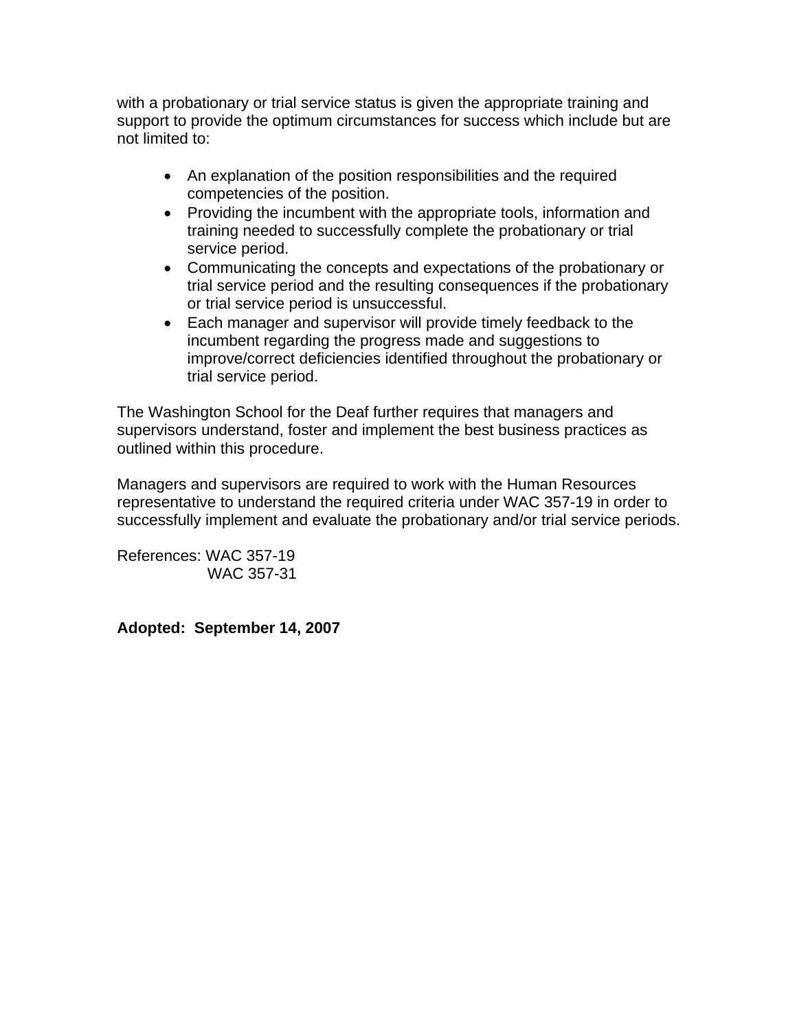with a probationary or trial service status is given the appropriate training and support to provide the optimum circumstances for success which include but are not limited to:

- An explanation of the position responsibilities and the required competencies of the position.
- Providing the incumbent with the appropriate tools, information and training needed to successfully complete the probationary or trial service period.
- Communicating the concepts and expectations of the probationary or trial service period and the resulting consequences if the probationary or trial service period is unsuccessful.
- Each manager and supervisor will provide timely feedback to the incumbent regarding the progress made and suggestions to improve/correct deficiencies identified throughout the probationary or trial service period.

The Washington School for the Deaf further requires that managers and supervisors understand, foster and implement the best business practices as outlined within this procedure.

Managers and supervisors are required to work with the Human Resources representative to understand the required criteria under WAC 357-19 in order to successfully implement and evaluate the probationary and/or trial service periods.

References: WAC 357-19
WAC 357-31

**Adopted: September 14, 2007**